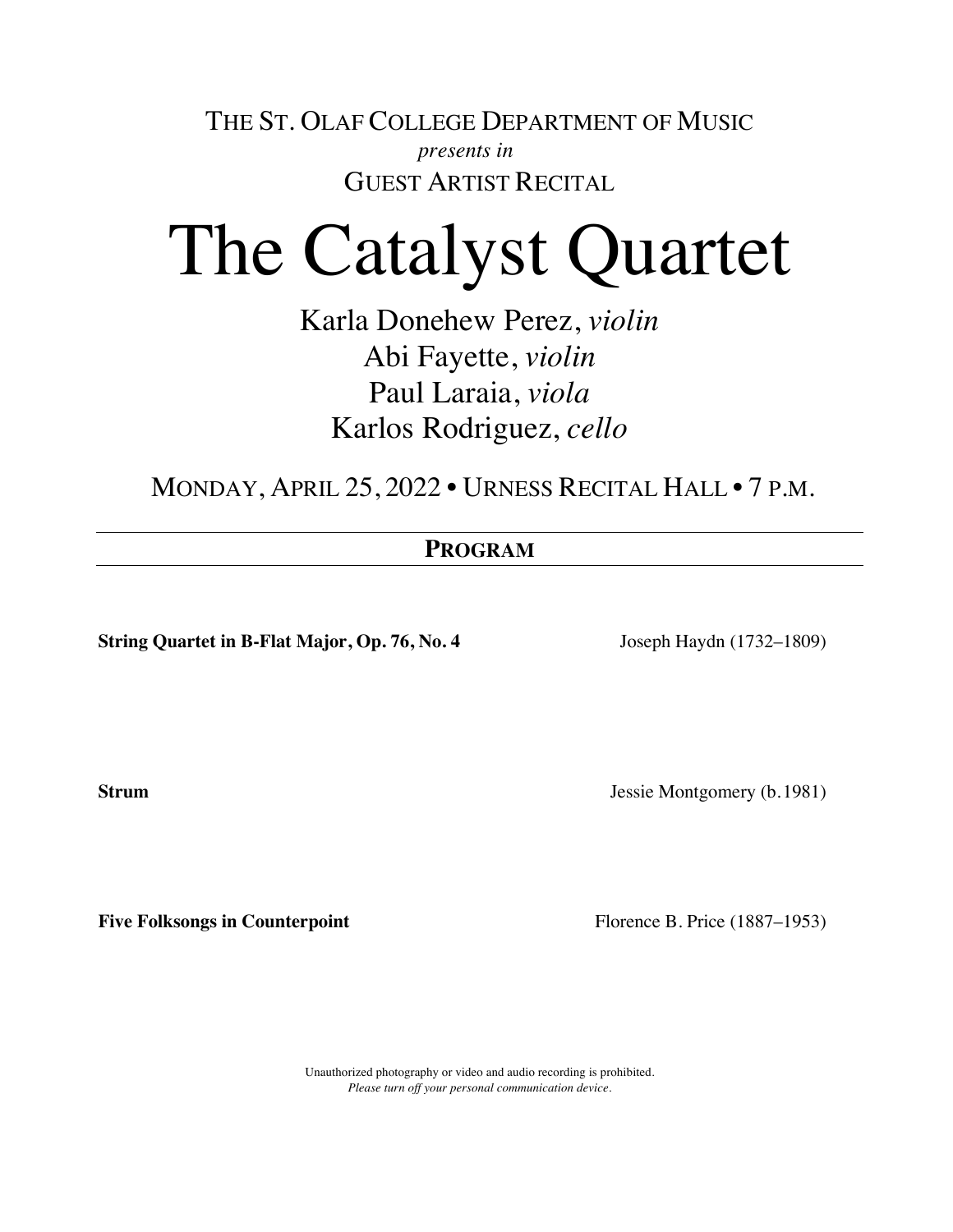THE ST. OLAF COLLEGE DEPARTMENT OF MUSIC

*presents in*

GUEST ARTIST RECITAL

# The Catalyst Quartet

Karla Donehew Perez, *violin*
Abi Fayette, *violin*
Paul Laraia, *viola*
Karlos Rodriguez, *cello*

MONDAY, APRIL 25, 2022 • URNESS RECITAL HALL • 7 P.M.

## PROGRAM

**String Quartet in B-Flat Major, Op. 76, No. 4** — Joseph Haydn (1732–1809)

**Strum** — Jessie Montgomery (b.1981)

**Five Folksongs in Counterpoint** — Florence B. Price (1887–1953)

Unauthorized photography or video and audio recording is prohibited.
*Please turn off your personal communication device.*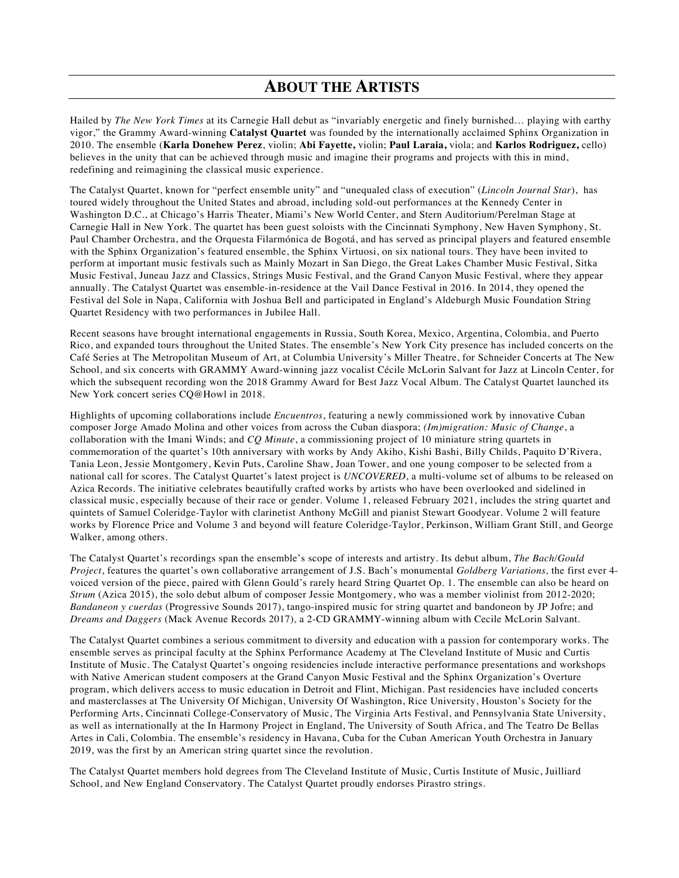# About the Artists

Hailed by *The New York Times* at its Carnegie Hall debut as "invariably energetic and finely burnished… playing with earthy vigor," the Grammy Award-winning **Catalyst Quartet** was founded by the internationally acclaimed Sphinx Organization in 2010. The ensemble (**Karla Donehew Perez**, violin; **Abi Fayette,** violin; **Paul Laraia,** viola; and **Karlos Rodriguez,** cello) believes in the unity that can be achieved through music and imagine their programs and projects with this in mind, redefining and reimagining the classical music experience.

The Catalyst Quartet, known for "perfect ensemble unity" and "unequaled class of execution" (*Lincoln Journal Star*), has toured widely throughout the United States and abroad, including sold-out performances at the Kennedy Center in Washington D.C., at Chicago's Harris Theater, Miami's New World Center, and Stern Auditorium/Perelman Stage at Carnegie Hall in New York. The quartet has been guest soloists with the Cincinnati Symphony, New Haven Symphony, St. Paul Chamber Orchestra, and the Orquesta Filarmónica de Bogotá, and has served as principal players and featured ensemble with the Sphinx Organization's featured ensemble, the Sphinx Virtuosi, on six national tours. They have been invited to perform at important music festivals such as Mainly Mozart in San Diego, the Great Lakes Chamber Music Festival, Sitka Music Festival, Juneau Jazz and Classics, Strings Music Festival, and the Grand Canyon Music Festival, where they appear annually. The Catalyst Quartet was ensemble-in-residence at the Vail Dance Festival in 2016. In 2014, they opened the Festival del Sole in Napa, California with Joshua Bell and participated in England's Aldeburgh Music Foundation String Quartet Residency with two performances in Jubilee Hall.

Recent seasons have brought international engagements in Russia, South Korea, Mexico, Argentina, Colombia, and Puerto Rico, and expanded tours throughout the United States. The ensemble's New York City presence has included concerts on the Café Series at The Metropolitan Museum of Art, at Columbia University's Miller Theatre, for Schneider Concerts at The New School, and six concerts with GRAMMY Award-winning jazz vocalist Cécile McLorin Salvant for Jazz at Lincoln Center, for which the subsequent recording won the 2018 Grammy Award for Best Jazz Vocal Album. The Catalyst Quartet launched its New York concert series CQ@Howl in 2018.

Highlights of upcoming collaborations include *Encuentros*, featuring a newly commissioned work by innovative Cuban composer Jorge Amado Molina and other voices from across the Cuban diaspora; *(Im)migration: Music of Change*, a collaboration with the Imani Winds; and *CQ Minute*, a commissioning project of 10 miniature string quartets in commemoration of the quartet's 10th anniversary with works by Andy Akiho, Kishi Bashi, Billy Childs, Paquito D'Rivera, Tania Leon, Jessie Montgomery, Kevin Puts, Caroline Shaw, Joan Tower, and one young composer to be selected from a national call for scores. The Catalyst Quartet's latest project is *UNCOVERED*, a multi-volume set of albums to be released on Azica Records. The initiative celebrates beautifully crafted works by artists who have been overlooked and sidelined in classical music, especially because of their race or gender. Volume 1, released February 2021, includes the string quartet and quintets of Samuel Coleridge-Taylor with clarinetist Anthony McGill and pianist Stewart Goodyear. Volume 2 will feature works by Florence Price and Volume 3 and beyond will feature Coleridge-Taylor, Perkinson, William Grant Still, and George Walker, among others.

The Catalyst Quartet's recordings span the ensemble's scope of interests and artistry. Its debut album, *The Bach/Gould Project*, features the quartet's own collaborative arrangement of J.S. Bach's monumental *Goldberg Variations,* the first ever 4-voiced version of the piece, paired with Glenn Gould's rarely heard String Quartet Op. 1. The ensemble can also be heard on *Strum* (Azica 2015), the solo debut album of composer Jessie Montgomery, who was a member violinist from 2012-2020; *Bandaneon y cuerdas* (Progressive Sounds 2017), tango-inspired music for string quartet and bandoneon by JP Jofre; and *Dreams and Daggers* (Mack Avenue Records 2017), a 2-CD GRAMMY-winning album with Cecile McLorin Salvant.

The Catalyst Quartet combines a serious commitment to diversity and education with a passion for contemporary works. The ensemble serves as principal faculty at the Sphinx Performance Academy at The Cleveland Institute of Music and Curtis Institute of Music. The Catalyst Quartet's ongoing residencies include interactive performance presentations and workshops with Native American student composers at the Grand Canyon Music Festival and the Sphinx Organization's Overture program, which delivers access to music education in Detroit and Flint, Michigan. Past residencies have included concerts and masterclasses at The University Of Michigan, University Of Washington, Rice University, Houston's Society for the Performing Arts, Cincinnati College-Conservatory of Music, The Virginia Arts Festival, and Pennsylvania State University, as well as internationally at the In Harmony Project in England, The University of South Africa, and The Teatro De Bellas Artes in Cali, Colombia. The ensemble's residency in Havana, Cuba for the Cuban American Youth Orchestra in January 2019, was the first by an American string quartet since the revolution.

The Catalyst Quartet members hold degrees from The Cleveland Institute of Music, Curtis Institute of Music, Juilliard School, and New England Conservatory. The Catalyst Quartet proudly endorses Pirastro strings.